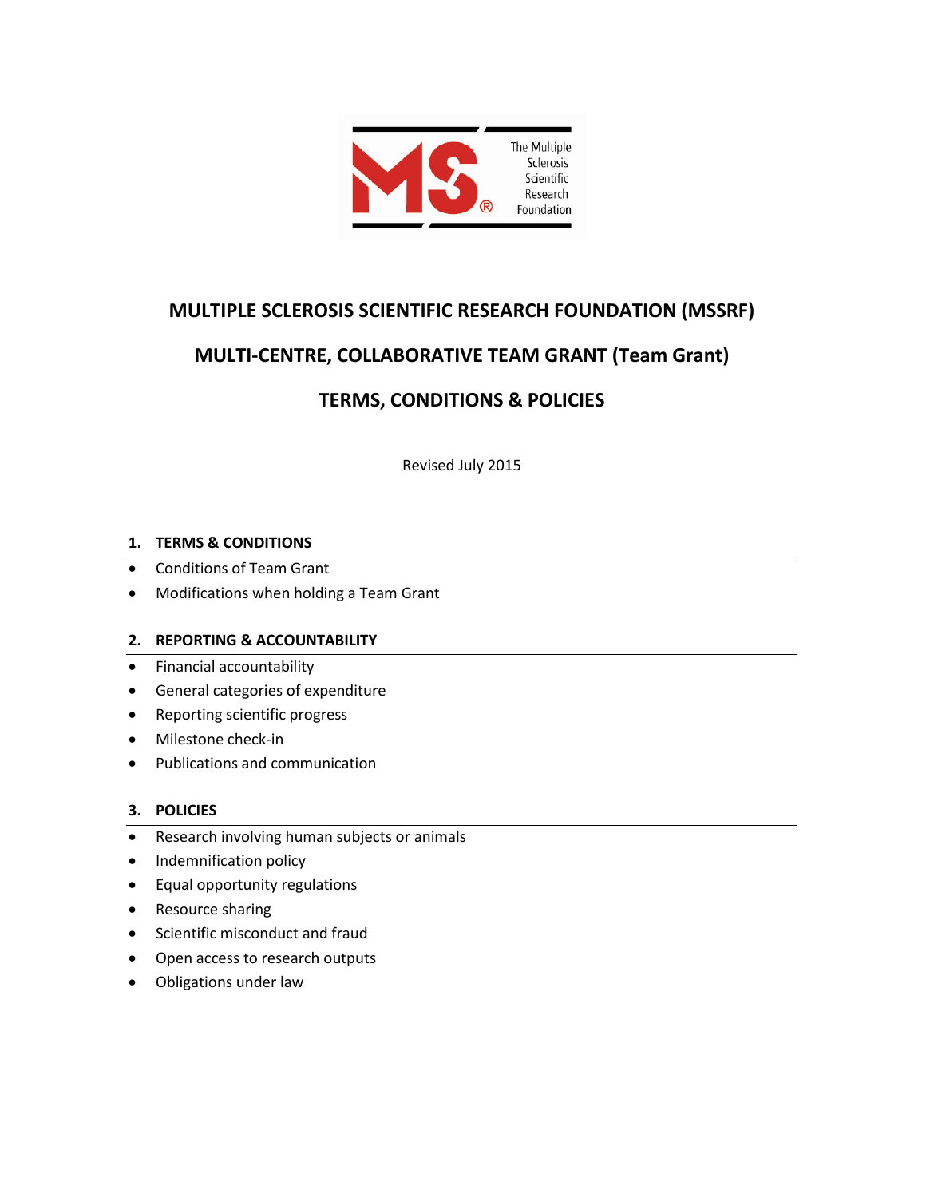# MULTIPLE SCLEROSIS SCIENTIFIC RESEARCH FOUNDATION (MSSRF)

# MULTI-CENTRE, COLLABORATIVE TEAM GRANT (Team Grant)

# TERMS, CONDITIONS & POLICIES

Revised July 2015

## 1. TERMS & CONDITIONS

- Conditions of Team Grant
- Modifications when holding a Team Grant

## 2. REPORTING & ACCOUNTABILITY

- Financial accountability
- General categories of expenditure
- Reporting scientific progress
- Milestone check-in
- Publications and communication

## 3. POLICIES

- Research involving human subjects or animals
- Indemnification policy
- Equal opportunity regulations
- Resource sharing
- Scientific misconduct and fraud
- Open access to research outputs
- Obligations under law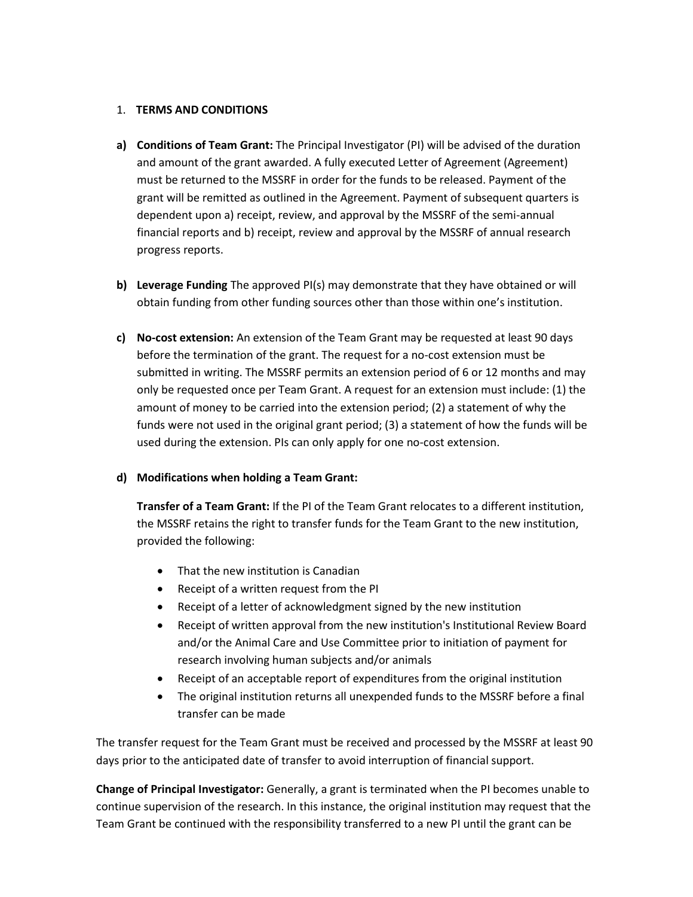1. **TERMS AND CONDITIONS**

**a) Conditions of Team Grant:** The Principal Investigator (PI) will be advised of the duration and amount of the grant awarded. A fully executed Letter of Agreement (Agreement) must be returned to the MSSRF in order for the funds to be released. Payment of the grant will be remitted as outlined in the Agreement. Payment of subsequent quarters is dependent upon a) receipt, review, and approval by the MSSRF of the semi-annual financial reports and b) receipt, review and approval by the MSSRF of annual research progress reports.

**b) Leverage Funding** The approved PI(s) may demonstrate that they have obtained or will obtain funding from other funding sources other than those within one's institution.

**c) No-cost extension:** An extension of the Team Grant may be requested at least 90 days before the termination of the grant. The request for a no-cost extension must be submitted in writing. The MSSRF permits an extension period of 6 or 12 months and may only be requested once per Team Grant. A request for an extension must include: (1) the amount of money to be carried into the extension period; (2) a statement of why the funds were not used in the original grant period; (3) a statement of how the funds will be used during the extension. PIs can only apply for one no-cost extension.

**d) Modifications when holding a Team Grant:**

**Transfer of a Team Grant:** If the PI of the Team Grant relocates to a different institution, the MSSRF retains the right to transfer funds for the Team Grant to the new institution, provided the following:

- That the new institution is Canadian
- Receipt of a written request from the PI
- Receipt of a letter of acknowledgment signed by the new institution
- Receipt of written approval from the new institution's Institutional Review Board and/or the Animal Care and Use Committee prior to initiation of payment for research involving human subjects and/or animals
- Receipt of an acceptable report of expenditures from the original institution
- The original institution returns all unexpended funds to the MSSRF before a final transfer can be made

The transfer request for the Team Grant must be received and processed by the MSSRF at least 90 days prior to the anticipated date of transfer to avoid interruption of financial support.

**Change of Principal Investigator:** Generally, a grant is terminated when the PI becomes unable to continue supervision of the research. In this instance, the original institution may request that the Team Grant be continued with the responsibility transferred to a new PI until the grant can be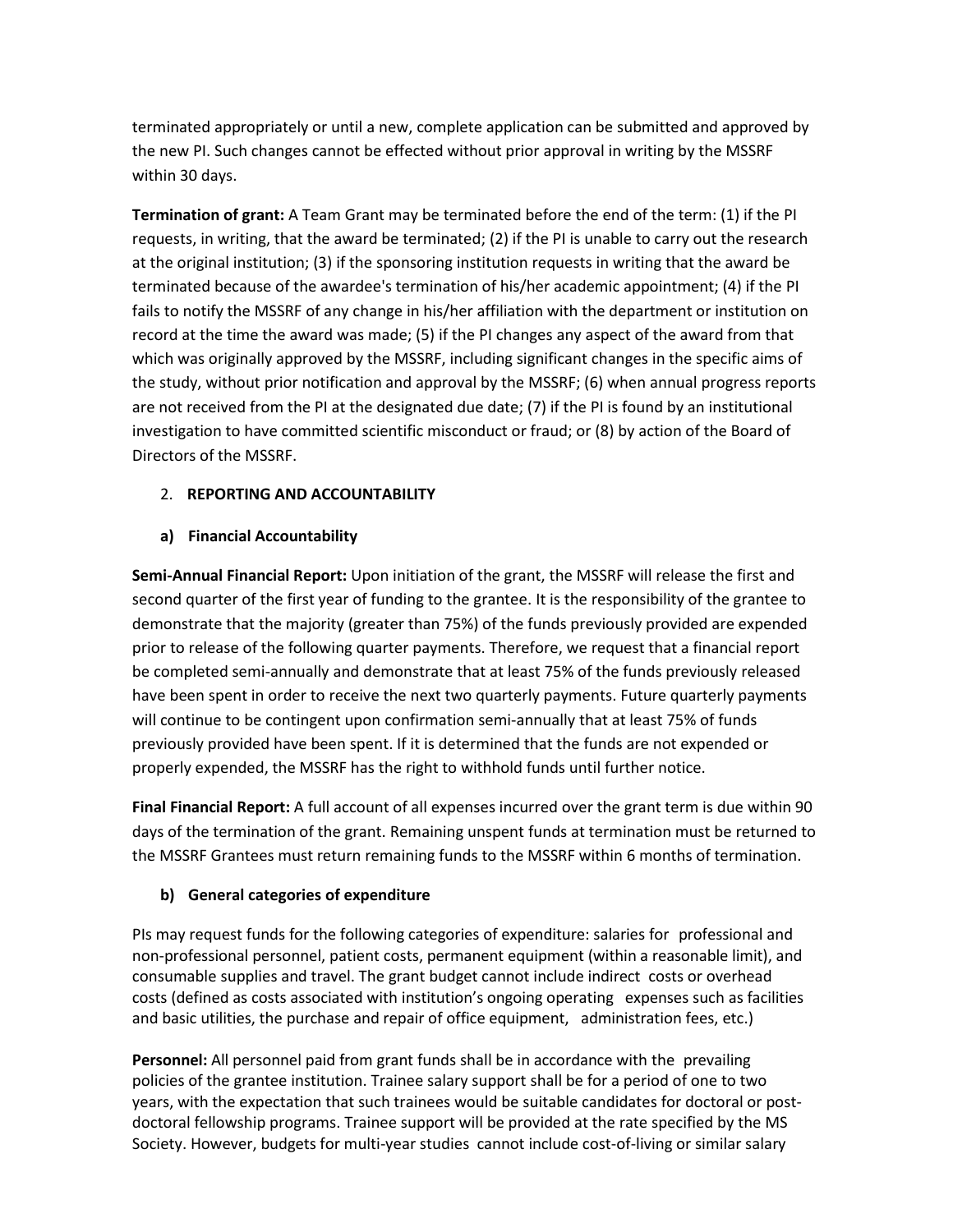terminated appropriately or until a new, complete application can be submitted and approved by the new PI. Such changes cannot be effected without prior approval in writing by the MSSRF within 30 days.

**Termination of grant:** A Team Grant may be terminated before the end of the term: (1) if the PI requests, in writing, that the award be terminated; (2) if the PI is unable to carry out the research at the original institution; (3) if the sponsoring institution requests in writing that the award be terminated because of the awardee's termination of his/her academic appointment; (4) if the PI fails to notify the MSSRF of any change in his/her affiliation with the department or institution on record at the time the award was made; (5) if the PI changes any aspect of the award from that which was originally approved by the MSSRF, including significant changes in the specific aims of the study, without prior notification and approval by the MSSRF; (6) when annual progress reports are not received from the PI at the designated due date; (7) if the PI is found by an institutional investigation to have committed scientific misconduct or fraud; or (8) by action of the Board of Directors of the MSSRF.

2. **REPORTING AND ACCOUNTABILITY**

**a) Financial Accountability**

**Semi-Annual Financial Report:** Upon initiation of the grant, the MSSRF will release the first and second quarter of the first year of funding to the grantee. It is the responsibility of the grantee to demonstrate that the majority (greater than 75%) of the funds previously provided are expended prior to release of the following quarter payments. Therefore, we request that a financial report be completed semi-annually and demonstrate that at least 75% of the funds previously released have been spent in order to receive the next two quarterly payments. Future quarterly payments will continue to be contingent upon confirmation semi-annually that at least 75% of funds previously provided have been spent. If it is determined that the funds are not expended or properly expended, the MSSRF has the right to withhold funds until further notice.

**Final Financial Report:** A full account of all expenses incurred over the grant term is due within 90 days of the termination of the grant. Remaining unspent funds at termination must be returned to the MSSRF Grantees must return remaining funds to the MSSRF within 6 months of termination.

**b) General categories of expenditure**

PIs may request funds for the following categories of expenditure: salaries for professional and non-professional personnel, patient costs, permanent equipment (within a reasonable limit), and consumable supplies and travel. The grant budget cannot include indirect costs or overhead costs (defined as costs associated with institution's ongoing operating expenses such as facilities and basic utilities, the purchase and repair of office equipment, administration fees, etc.)

**Personnel:** All personnel paid from grant funds shall be in accordance with the prevailing policies of the grantee institution. Trainee salary support shall be for a period of one to two years, with the expectation that such trainees would be suitable candidates for doctoral or post-doctoral fellowship programs. Trainee support will be provided at the rate specified by the MS Society. However, budgets for multi-year studies cannot include cost-of-living or similar salary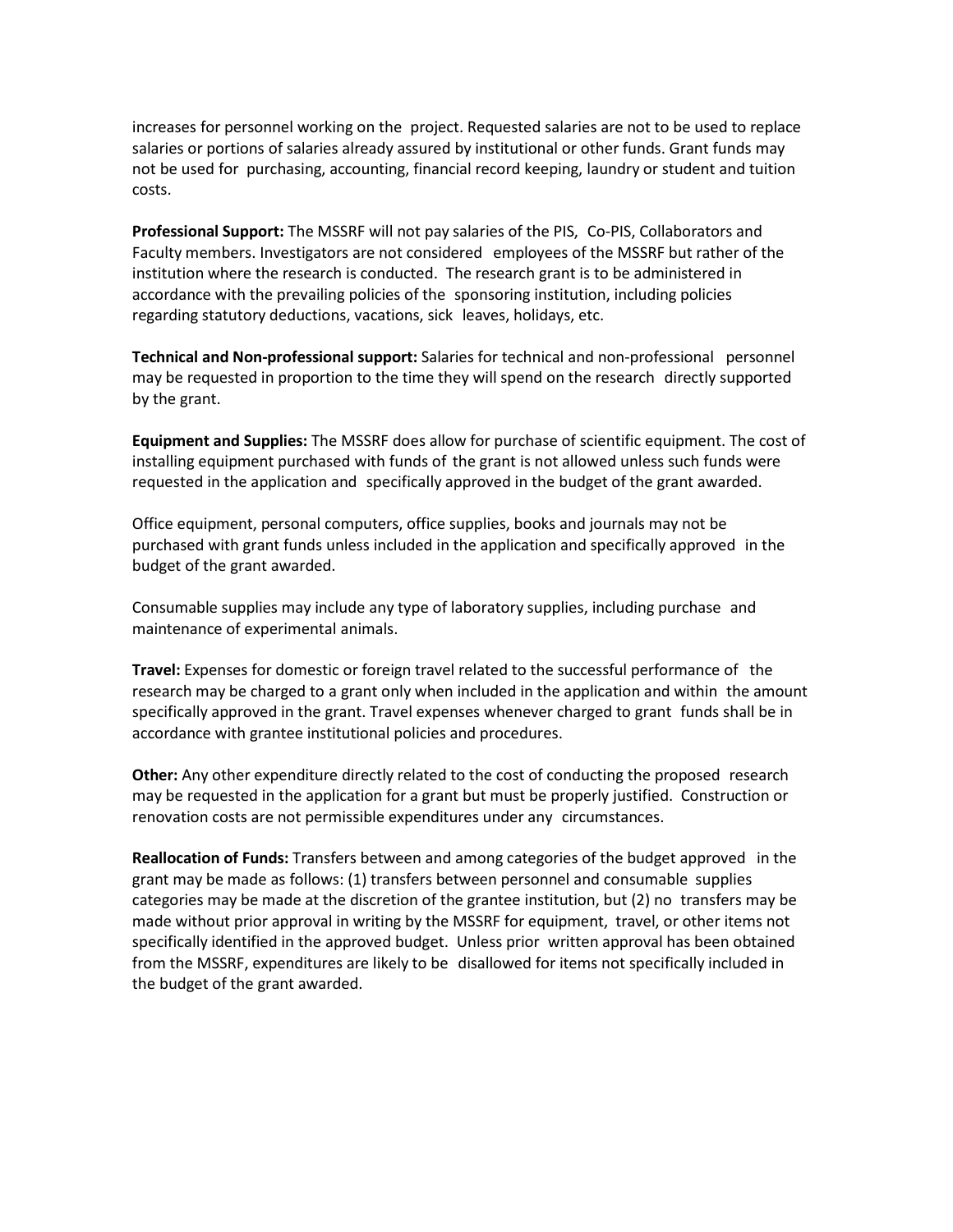increases for personnel working on the project. Requested salaries are not to be used to replace salaries or portions of salaries already assured by institutional or other funds. Grant funds may not be used for purchasing, accounting, financial record keeping, laundry or student and tuition costs.

**Professional Support:** The MSSRF will not pay salaries of the PIS, Co-PIS, Collaborators and Faculty members. Investigators are not considered employees of the MSSRF but rather of the institution where the research is conducted. The research grant is to be administered in accordance with the prevailing policies of the sponsoring institution, including policies regarding statutory deductions, vacations, sick leaves, holidays, etc.

**Technical and Non-professional support:** Salaries for technical and non-professional personnel may be requested in proportion to the time they will spend on the research directly supported by the grant.

**Equipment and Supplies:** The MSSRF does allow for purchase of scientific equipment. The cost of installing equipment purchased with funds of the grant is not allowed unless such funds were requested in the application and specifically approved in the budget of the grant awarded.

Office equipment, personal computers, office supplies, books and journals may not be purchased with grant funds unless included in the application and specifically approved in the budget of the grant awarded.

Consumable supplies may include any type of laboratory supplies, including purchase and maintenance of experimental animals.

**Travel:** Expenses for domestic or foreign travel related to the successful performance of the research may be charged to a grant only when included in the application and within the amount specifically approved in the grant. Travel expenses whenever charged to grant funds shall be in accordance with grantee institutional policies and procedures.

**Other:** Any other expenditure directly related to the cost of conducting the proposed research may be requested in the application for a grant but must be properly justified. Construction or renovation costs are not permissible expenditures under any circumstances.

**Reallocation of Funds:** Transfers between and among categories of the budget approved in the grant may be made as follows: (1) transfers between personnel and consumable supplies categories may be made at the discretion of the grantee institution, but (2) no transfers may be made without prior approval in writing by the MSSRF for equipment, travel, or other items not specifically identified in the approved budget. Unless prior written approval has been obtained from the MSSRF, expenditures are likely to be disallowed for items not specifically included in the budget of the grant awarded.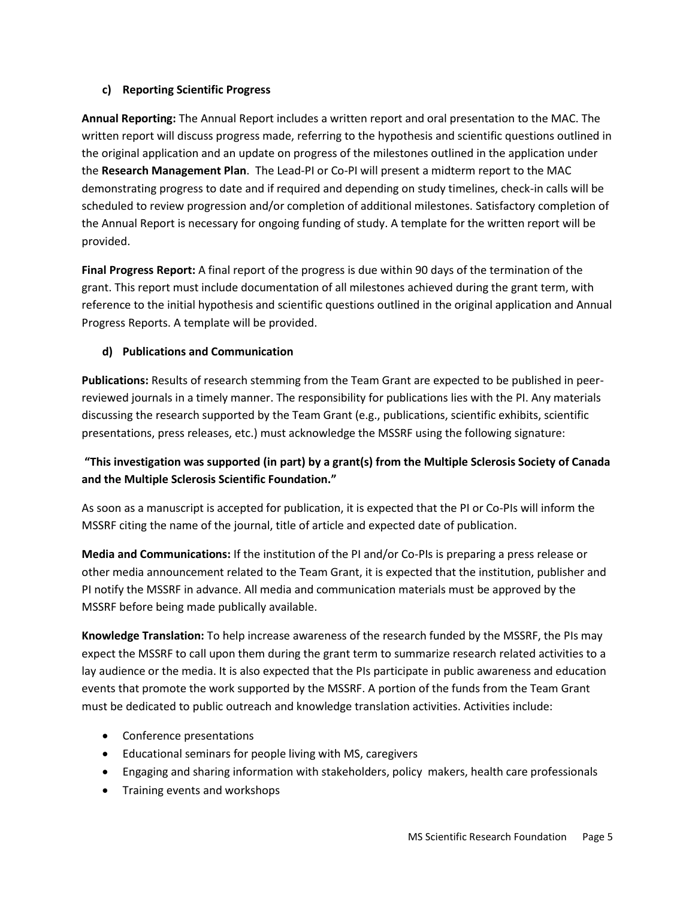### c) Reporting Scientific Progress

**Annual Reporting:** The Annual Report includes a written report and oral presentation to the MAC. The written report will discuss progress made, referring to the hypothesis and scientific questions outlined in the original application and an update on progress of the milestones outlined in the application under the **Research Management Plan**. The Lead-PI or Co-PI will present a midterm report to the MAC demonstrating progress to date and if required and depending on study timelines, check-in calls will be scheduled to review progression and/or completion of additional milestones. Satisfactory completion of the Annual Report is necessary for ongoing funding of study. A template for the written report will be provided.

**Final Progress Report:** A final report of the progress is due within 90 days of the termination of the grant. This report must include documentation of all milestones achieved during the grant term, with reference to the initial hypothesis and scientific questions outlined in the original application and Annual Progress Reports. A template will be provided.

### d) Publications and Communication

**Publications:** Results of research stemming from the Team Grant are expected to be published in peer-reviewed journals in a timely manner. The responsibility for publications lies with the PI. Any materials discussing the research supported by the Team Grant (e.g., publications, scientific exhibits, scientific presentations, press releases, etc.) must acknowledge the MSSRF using the following signature:

**"This investigation was supported (in part) by a grant(s) from the Multiple Sclerosis Society of Canada and the Multiple Sclerosis Scientific Foundation."**

As soon as a manuscript is accepted for publication, it is expected that the PI or Co-PIs will inform the MSSRF citing the name of the journal, title of article and expected date of publication.

**Media and Communications:** If the institution of the PI and/or Co-PIs is preparing a press release or other media announcement related to the Team Grant, it is expected that the institution, publisher and PI notify the MSSRF in advance. All media and communication materials must be approved by the MSSRF before being made publically available.

**Knowledge Translation:** To help increase awareness of the research funded by the MSSRF, the PIs may expect the MSSRF to call upon them during the grant term to summarize research related activities to a lay audience or the media. It is also expected that the PIs participate in public awareness and education events that promote the work supported by the MSSRF. A portion of the funds from the Team Grant must be dedicated to public outreach and knowledge translation activities. Activities include:

- Conference presentations
- Educational seminars for people living with MS, caregivers
- Engaging and sharing information with stakeholders, policy makers, health care professionals
- Training events and workshops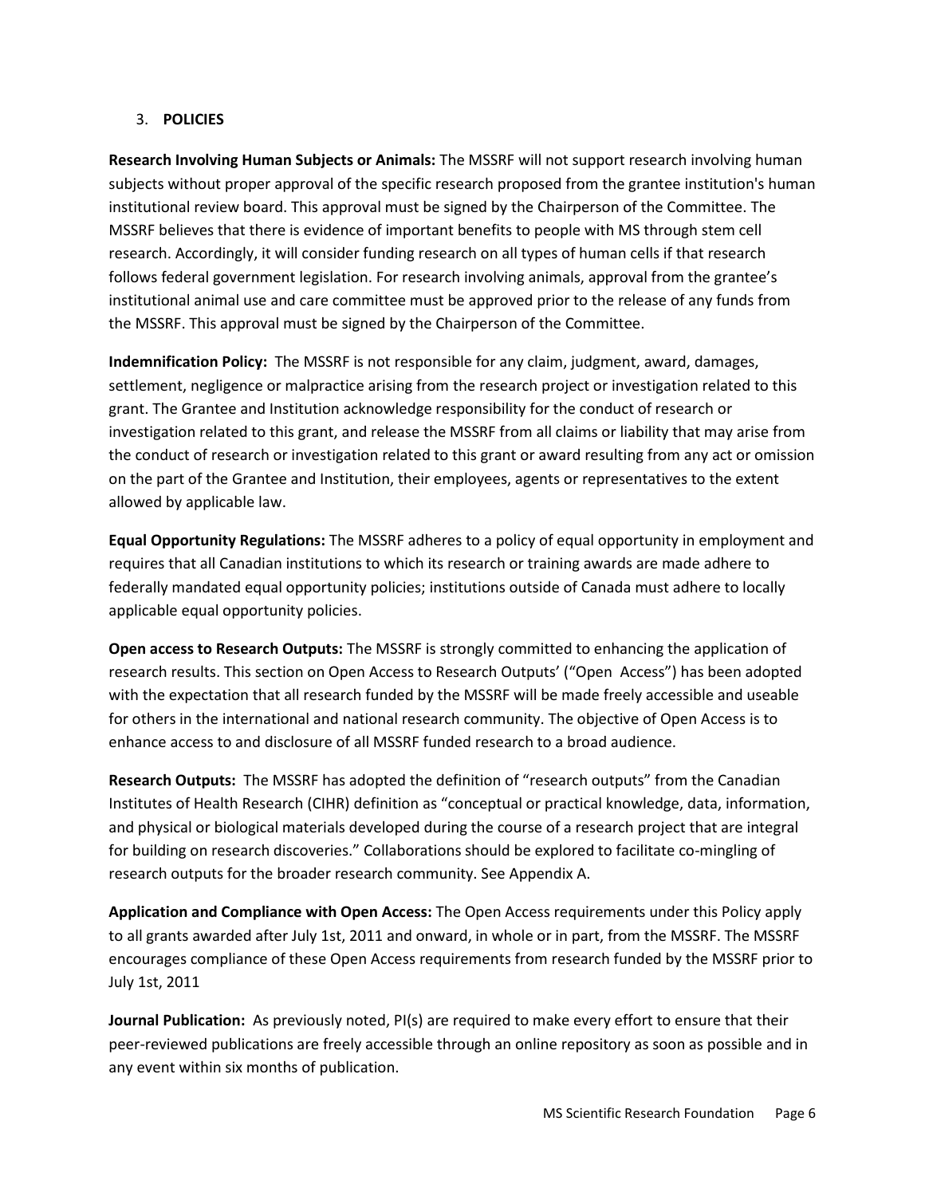## 3. **POLICIES**

**Research Involving Human Subjects or Animals:** The MSSRF will not support research involving human subjects without proper approval of the specific research proposed from the grantee institution's human institutional review board. This approval must be signed by the Chairperson of the Committee. The MSSRF believes that there is evidence of important benefits to people with MS through stem cell research. Accordingly, it will consider funding research on all types of human cells if that research follows federal government legislation. For research involving animals, approval from the grantee's institutional animal use and care committee must be approved prior to the release of any funds from the MSSRF. This approval must be signed by the Chairperson of the Committee.

**Indemnification Policy:** The MSSRF is not responsible for any claim, judgment, award, damages, settlement, negligence or malpractice arising from the research project or investigation related to this grant. The Grantee and Institution acknowledge responsibility for the conduct of research or investigation related to this grant, and release the MSSRF from all claims or liability that may arise from the conduct of research or investigation related to this grant or award resulting from any act or omission on the part of the Grantee and Institution, their employees, agents or representatives to the extent allowed by applicable law.

**Equal Opportunity Regulations:** The MSSRF adheres to a policy of equal opportunity in employment and requires that all Canadian institutions to which its research or training awards are made adhere to federally mandated equal opportunity policies; institutions outside of Canada must adhere to locally applicable equal opportunity policies.

**Open access to Research Outputs:** The MSSRF is strongly committed to enhancing the application of research results. This section on Open Access to Research Outputs' ("Open Access") has been adopted with the expectation that all research funded by the MSSRF will be made freely accessible and useable for others in the international and national research community. The objective of Open Access is to enhance access to and disclosure of all MSSRF funded research to a broad audience.

**Research Outputs:** The MSSRF has adopted the definition of "research outputs" from the Canadian Institutes of Health Research (CIHR) definition as "conceptual or practical knowledge, data, information, and physical or biological materials developed during the course of a research project that are integral for building on research discoveries." Collaborations should be explored to facilitate co-mingling of research outputs for the broader research community. See Appendix A.

**Application and Compliance with Open Access:** The Open Access requirements under this Policy apply to all grants awarded after July 1st, 2011 and onward, in whole or in part, from the MSSRF. The MSSRF encourages compliance of these Open Access requirements from research funded by the MSSRF prior to July 1st, 2011

**Journal Publication:** As previously noted, PI(s) are required to make every effort to ensure that their peer-reviewed publications are freely accessible through an online repository as soon as possible and in any event within six months of publication.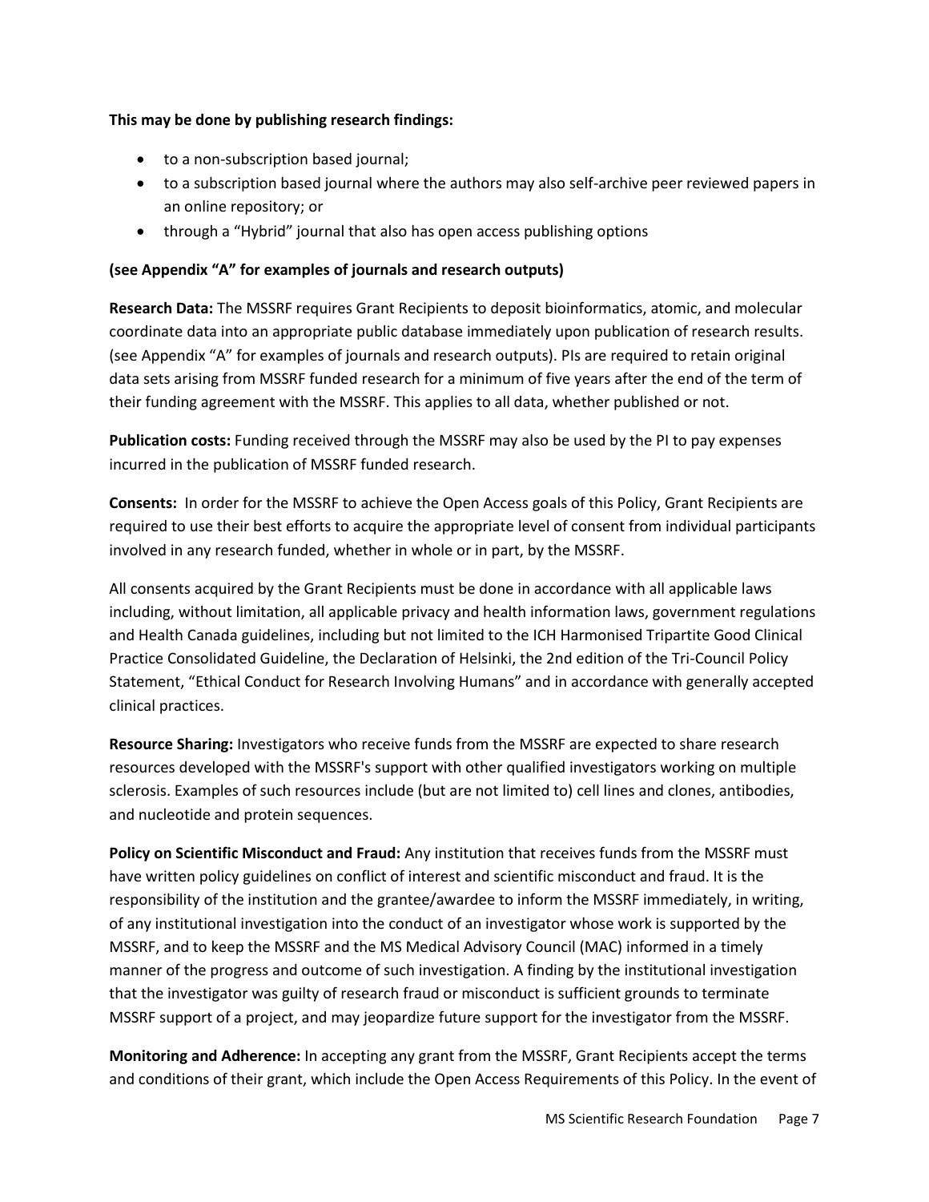**This may be done by publishing research findings:**

- to a non-subscription based journal;
- to a subscription based journal where the authors may also self-archive peer reviewed papers in an online repository; or
- through a "Hybrid" journal that also has open access publishing options

**(see Appendix "A" for examples of journals and research outputs)**

**Research Data:** The MSSRF requires Grant Recipients to deposit bioinformatics, atomic, and molecular coordinate data into an appropriate public database immediately upon publication of research results. (see Appendix "A" for examples of journals and research outputs). PIs are required to retain original data sets arising from MSSRF funded research for a minimum of five years after the end of the term of their funding agreement with the MSSRF. This applies to all data, whether published or not.

**Publication costs:** Funding received through the MSSRF may also be used by the PI to pay expenses incurred in the publication of MSSRF funded research.

**Consents:** In order for the MSSRF to achieve the Open Access goals of this Policy, Grant Recipients are required to use their best efforts to acquire the appropriate level of consent from individual participants involved in any research funded, whether in whole or in part, by the MSSRF.

All consents acquired by the Grant Recipients must be done in accordance with all applicable laws including, without limitation, all applicable privacy and health information laws, government regulations and Health Canada guidelines, including but not limited to the ICH Harmonised Tripartite Good Clinical Practice Consolidated Guideline, the Declaration of Helsinki, the 2nd edition of the Tri-Council Policy Statement, "Ethical Conduct for Research Involving Humans" and in accordance with generally accepted clinical practices.

**Resource Sharing:** Investigators who receive funds from the MSSRF are expected to share research resources developed with the MSSRF's support with other qualified investigators working on multiple sclerosis. Examples of such resources include (but are not limited to) cell lines and clones, antibodies, and nucleotide and protein sequences.

**Policy on Scientific Misconduct and Fraud:** Any institution that receives funds from the MSSRF must have written policy guidelines on conflict of interest and scientific misconduct and fraud. It is the responsibility of the institution and the grantee/awardee to inform the MSSRF immediately, in writing, of any institutional investigation into the conduct of an investigator whose work is supported by the MSSRF, and to keep the MSSRF and the MS Medical Advisory Council (MAC) informed in a timely manner of the progress and outcome of such investigation. A finding by the institutional investigation that the investigator was guilty of research fraud or misconduct is sufficient grounds to terminate MSSRF support of a project, and may jeopardize future support for the investigator from the MSSRF.

**Monitoring and Adherence:** In accepting any grant from the MSSRF, Grant Recipients accept the terms and conditions of their grant, which include the Open Access Requirements of this Policy. In the event of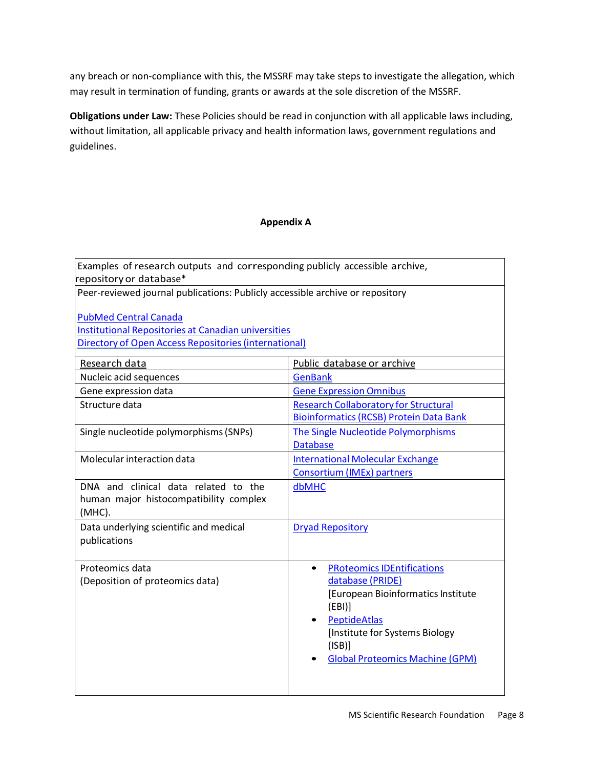any breach or non-compliance with this, the MSSRF may take steps to investigate the allegation, which may result in termination of funding, grants or awards at the sole discretion of the MSSRF.

**Obligations under Law:** These Policies should be read in conjunction with all applicable laws including, without limitation, all applicable privacy and health information laws, government regulations and guidelines.

## Appendix A

| Examples of research outputs and corresponding publicly accessible archive, repository or database* | |
|---|---|
| Peer-reviewed journal publications: Publicly accessible archive or repository<br><br>PubMed Central Canada<br>Institutional Repositories at Canadian universities<br>Directory of Open Access Repositories (international) | |
| Research data | Public database or archive |
| Nucleic acid sequences | GenBank |
| Gene expression data | Gene Expression Omnibus |
| Structure data | Research Collaboratory for Structural Bioinformatics (RCSB) Protein Data Bank |
| Single nucleotide polymorphisms (SNPs) | The Single Nucleotide Polymorphisms Database |
| Molecular interaction data | International Molecular Exchange Consortium (IMEx) partners |
| DNA and clinical data related to the human major histocompatibility complex (MHC). | dbMHC |
| Data underlying scientific and medical publications | Dryad Repository |
| Proteomics data<br>(Deposition of proteomics data) | • PRoteomics IDEntifications database (PRIDE) [European Bioinformatics Institute (EBI)]<br>• PeptideAtlas [Institute for Systems Biology (ISB)]<br>• Global Proteomics Machine (GPM) |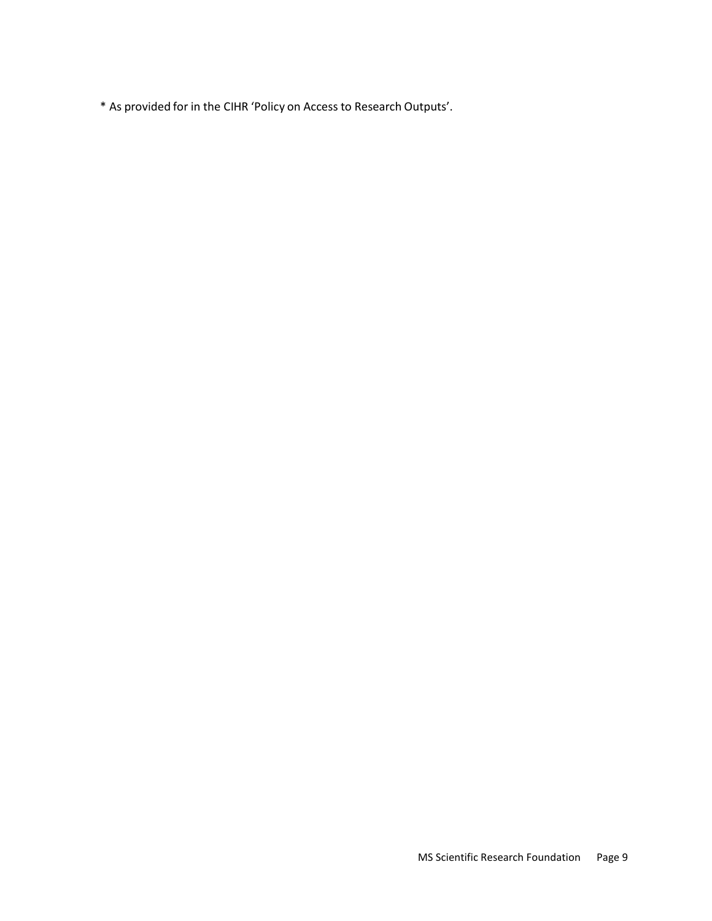* As provided for in the CIHR ‘Policy on Access to Research Outputs’.